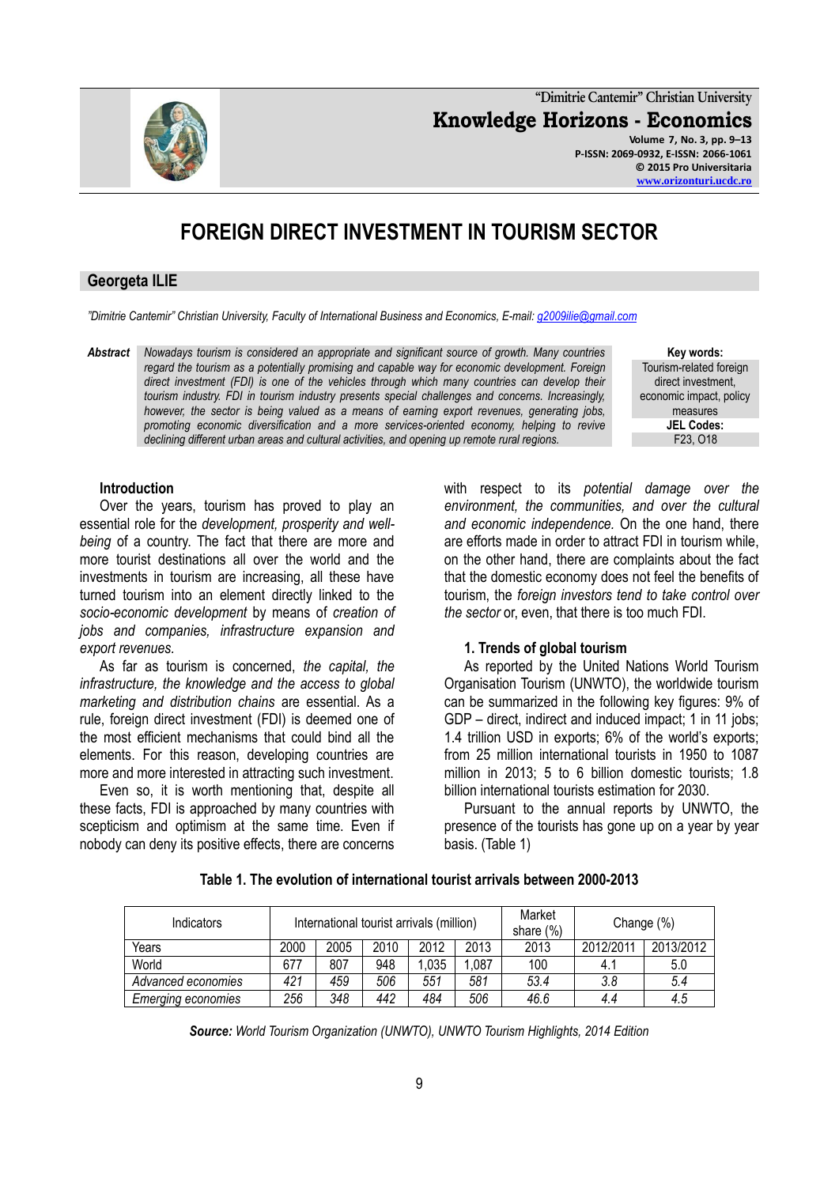# FOREIGN DIRECT INVESTMENT IN TOURISM SECTOR

**Georgeta ILIE**

*"Dimitrie Cantemir" Christian University, Faculty of International Business and Economics, E-mail: g2009ilie@gmail.com*

***Abstract*** *Nowadays tourism is considered an appropriate and significant source of growth. Many countries regard the tourism as a potentially promising and capable way for economic development. Foreign direct investment (FDI) is one of the vehicles through which many countries can develop their tourism industry. FDI in tourism industry presents special challenges and concerns. Increasingly, however, the sector is being valued as a means of earning export revenues, generating jobs, promoting economic diversification and a more services-oriented economy, helping to revive declining different urban areas and cultural activities, and opening up remote rural regions.*

**Key words:** Tourism-related foreign direct investment, economic impact, policy measures

**JEL Codes:** F23, O18

## Introduction

Over the years, tourism has proved to play an essential role for the *development, prosperity and well-being* of a country. The fact that there are more and more tourist destinations all over the world and the investments in tourism are increasing, all these have turned tourism into an element directly linked to the *socio-economic development* by means of *creation of jobs and companies, infrastructure expansion and export revenues.*

As far as tourism is concerned, *the capital, the infrastructure, the knowledge and the access to global marketing and distribution chains* are essential. As a rule, foreign direct investment (FDI) is deemed one of the most efficient mechanisms that could bind all the elements. For this reason, developing countries are more and more interested in attracting such investment.

Even so, it is worth mentioning that, despite all these facts, FDI is approached by many countries with scepticism and optimism at the same time. Even if nobody can deny its positive effects, there are concerns with respect to its *potential damage over the environment, the communities, and over the cultural and economic independence.* On the one hand, there are efforts made in order to attract FDI in tourism while, on the other hand, there are complaints about the fact that the domestic economy does not feel the benefits of tourism, the *foreign investors tend to take control over the sector* or, even, that there is too much FDI.

## 1. Trends of global tourism

As reported by the United Nations World Tourism Organisation Tourism (UNWTO), the worldwide tourism can be summarized in the following key figures: 9% of GDP – direct, indirect and induced impact; 1 in 11 jobs; 1.4 trillion USD in exports; 6% of the world's exports; from 25 million international tourists in 1950 to 1087 million in 2013; 5 to 6 billion domestic tourists; 1.8 billion international tourists estimation for 2030.

Pursuant to the annual reports by UNWTO, the presence of the tourists has gone up on a year by year basis. (Table 1)

**Table 1. The evolution of international tourist arrivals between 2000-2013**

| Indicators | International tourist arrivals (million) | | | | | Market share (%) | Change (%) | |
|---|---|---|---|---|---|---|---|---|
| Years | 2000 | 2005 | 2010 | 2012 | 2013 | 2013 | 2012/2011 | 2013/2012 |
| World | 677 | 807 | 948 | 1,035 | 1,087 | 100 | 4.1 | 5.0 |
| *Advanced economies* | *421* | *459* | *506* | *551* | *581* | *53.4* | *3.8* | *5.4* |
| *Emerging economies* | *256* | *348* | *442* | *484* | *506* | *46.6* | *4.4* | *4.5* |

***Source:*** *World Tourism Organization (UNWTO), UNWTO Tourism Highlights, 2014 Edition*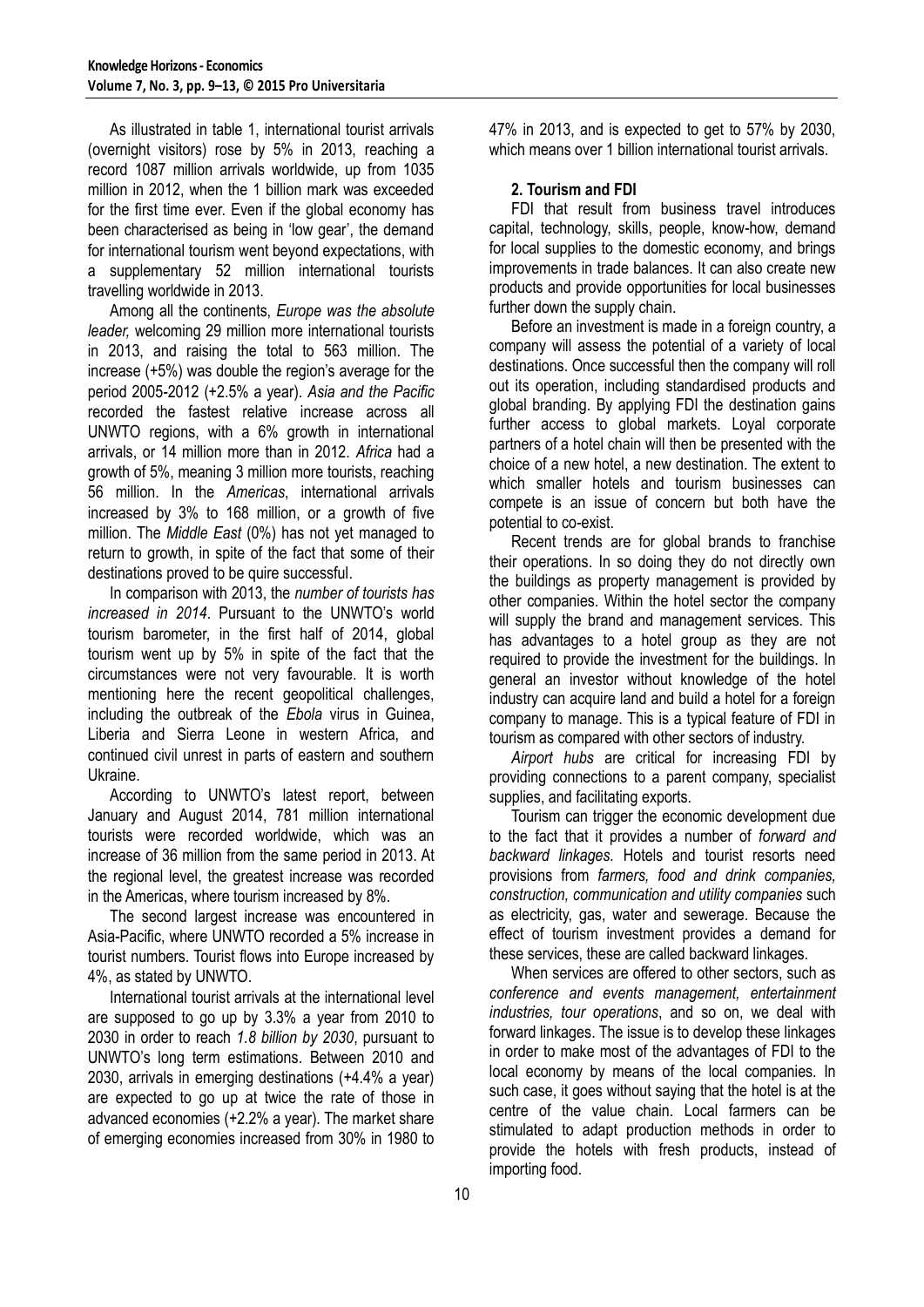As illustrated in table 1, international tourist arrivals (overnight visitors) rose by 5% in 2013, reaching a record 1087 million arrivals worldwide, up from 1035 million in 2012, when the 1 billion mark was exceeded for the first time ever. Even if the global economy has been characterised as being in 'low gear', the demand for international tourism went beyond expectations, with a supplementary 52 million international tourists travelling worldwide in 2013.

Among all the continents, *Europe was the absolute leader,* welcoming 29 million more international tourists in 2013, and raising the total to 563 million. The increase (+5%) was double the region's average for the period 2005-2012 (+2.5% a year). *Asia and the Pacific* recorded the fastest relative increase across all UNWTO regions, with a 6% growth in international arrivals, or 14 million more than in 2012. *Africa* had a growth of 5%, meaning 3 million more tourists, reaching 56 million. In the *Americas*, international arrivals increased by 3% to 168 million, or a growth of five million. The *Middle East* (0%) has not yet managed to return to growth, in spite of the fact that some of their destinations proved to be quire successful.

In comparison with 2013, the *number of tourists has increased in 2014*. Pursuant to the UNWTO's world tourism barometer, in the first half of 2014, global tourism went up by 5% in spite of the fact that the circumstances were not very favourable. It is worth mentioning here the recent geopolitical challenges, including the outbreak of the *Ebola* virus in Guinea, Liberia and Sierra Leone in western Africa, and continued civil unrest in parts of eastern and southern Ukraine.

According to UNWTO's latest report, between January and August 2014, 781 million international tourists were recorded worldwide, which was an increase of 36 million from the same period in 2013. At the regional level, the greatest increase was recorded in the Americas, where tourism increased by 8%.

The second largest increase was encountered in Asia-Pacific, where UNWTO recorded a 5% increase in tourist numbers. Tourist flows into Europe increased by 4%, as stated by UNWTO.

International tourist arrivals at the international level are supposed to go up by 3.3% a year from 2010 to 2030 in order to reach *1.8 billion by 2030*, pursuant to UNWTO's long term estimations. Between 2010 and 2030, arrivals in emerging destinations (+4.4% a year) are expected to go up at twice the rate of those in advanced economies (+2.2% a year). The market share of emerging economies increased from 30% in 1980 to 47% in 2013, and is expected to get to 57% by 2030, which means over 1 billion international tourist arrivals.

## 2. Tourism and FDI

FDI that result from business travel introduces capital, technology, skills, people, know-how, demand for local supplies to the domestic economy, and brings improvements in trade balances. It can also create new products and provide opportunities for local businesses further down the supply chain.

Before an investment is made in a foreign country, a company will assess the potential of a variety of local destinations. Once successful then the company will roll out its operation, including standardised products and global branding. By applying FDI the destination gains further access to global markets. Loyal corporate partners of a hotel chain will then be presented with the choice of a new hotel, a new destination. The extent to which smaller hotels and tourism businesses can compete is an issue of concern but both have the potential to co-exist.

Recent trends are for global brands to franchise their operations. In so doing they do not directly own the buildings as property management is provided by other companies. Within the hotel sector the company will supply the brand and management services. This has advantages to a hotel group as they are not required to provide the investment for the buildings. In general an investor without knowledge of the hotel industry can acquire land and build a hotel for a foreign company to manage. This is a typical feature of FDI in tourism as compared with other sectors of industry.

*Airport hubs* are critical for increasing FDI by providing connections to a parent company, specialist supplies, and facilitating exports.

Tourism can trigger the economic development due to the fact that it provides a number of *forward and backward linkages.* Hotels and tourist resorts need provisions from *farmers, food and drink companies, construction, communication and utility companies* such as electricity, gas, water and sewerage. Because the effect of tourism investment provides a demand for these services, these are called backward linkages.

When services are offered to other sectors, such as *conference and events management, entertainment industries, tour operations*, and so on, we deal with forward linkages. The issue is to develop these linkages in order to make most of the advantages of FDI to the local economy by means of the local companies. In such case, it goes without saying that the hotel is at the centre of the value chain. Local farmers can be stimulated to adapt production methods in order to provide the hotels with fresh products, instead of importing food.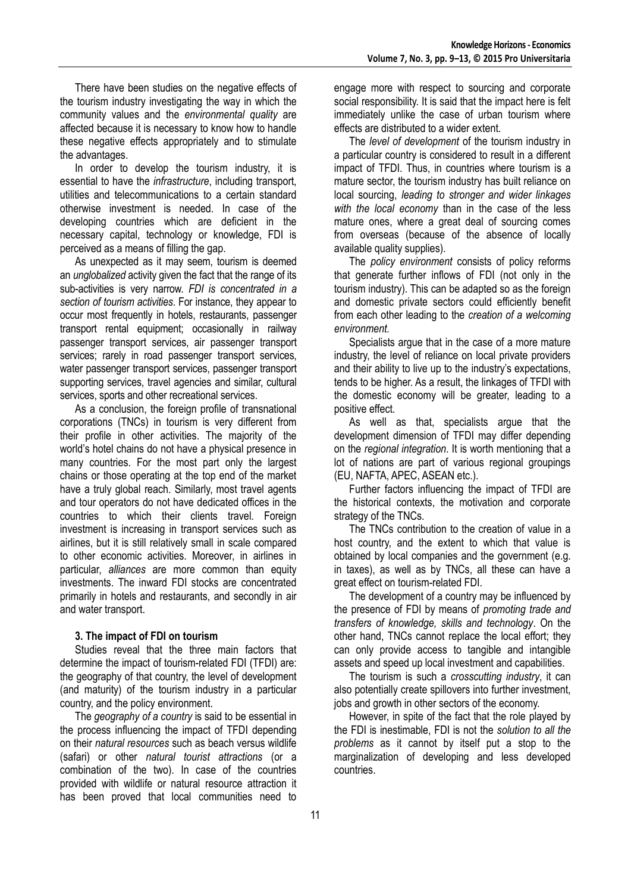There have been studies on the negative effects of the tourism industry investigating the way in which the community values and the *environmental quality* are affected because it is necessary to know how to handle these negative effects appropriately and to stimulate the advantages.

In order to develop the tourism industry, it is essential to have the *infrastructure*, including transport, utilities and telecommunications to a certain standard otherwise investment is needed. In case of the developing countries which are deficient in the necessary capital, technology or knowledge, FDI is perceived as a means of filling the gap.

As unexpected as it may seem, tourism is deemed an *unglobalized* activity given the fact that the range of its sub-activities is very narrow. *FDI is concentrated in a section of tourism activities*. For instance, they appear to occur most frequently in hotels, restaurants, passenger transport rental equipment; occasionally in railway passenger transport services, air passenger transport services; rarely in road passenger transport services, water passenger transport services, passenger transport supporting services, travel agencies and similar, cultural services, sports and other recreational services.

As a conclusion, the foreign profile of transnational corporations (TNCs) in tourism is very different from their profile in other activities. The majority of the world's hotel chains do not have a physical presence in many countries. For the most part only the largest chains or those operating at the top end of the market have a truly global reach. Similarly, most travel agents and tour operators do not have dedicated offices in the countries to which their clients travel. Foreign investment is increasing in transport services such as airlines, but it is still relatively small in scale compared to other economic activities. Moreover, in airlines in particular, *alliances* are more common than equity investments. The inward FDI stocks are concentrated primarily in hotels and restaurants, and secondly in air and water transport.

### 3. The impact of FDI on tourism

Studies reveal that the three main factors that determine the impact of tourism-related FDI (TFDI) are: the geography of that country, the level of development (and maturity) of the tourism industry in a particular country, and the policy environment.

The *geography of a country* is said to be essential in the process influencing the impact of TFDI depending on their *natural resources* such as beach versus wildlife (safari) or other *natural tourist attractions* (or a combination of the two). In case of the countries provided with wildlife or natural resource attraction it has been proved that local communities need to engage more with respect to sourcing and corporate social responsibility. It is said that the impact here is felt immediately unlike the case of urban tourism where effects are distributed to a wider extent.

The *level of development* of the tourism industry in a particular country is considered to result in a different impact of TFDI. Thus, in countries where tourism is a mature sector, the tourism industry has built reliance on local sourcing, *leading to stronger and wider linkages with the local economy* than in the case of the less mature ones, where a great deal of sourcing comes from overseas (because of the absence of locally available quality supplies).

The *policy environment* consists of policy reforms that generate further inflows of FDI (not only in the tourism industry). This can be adapted so as the foreign and domestic private sectors could efficiently benefit from each other leading to the *creation of a welcoming environment.*

Specialists argue that in the case of a more mature industry, the level of reliance on local private providers and their ability to live up to the industry's expectations, tends to be higher. As a result, the linkages of TFDI with the domestic economy will be greater, leading to a positive effect.

As well as that, specialists argue that the development dimension of TFDI may differ depending on the *regional integration*. It is worth mentioning that a lot of nations are part of various regional groupings (EU, NAFTA, APEC, ASEAN etc.).

Further factors influencing the impact of TFDI are the historical contexts, the motivation and corporate strategy of the TNCs.

The TNCs contribution to the creation of value in a host country, and the extent to which that value is obtained by local companies and the government (e.g. in taxes), as well as by TNCs, all these can have a great effect on tourism-related FDI.

The development of a country may be influenced by the presence of FDI by means of *promoting trade and transfers of knowledge, skills and technology*. On the other hand, TNCs cannot replace the local effort; they can only provide access to tangible and intangible assets and speed up local investment and capabilities.

The tourism is such a *crosscutting industry*, it can also potentially create spillovers into further investment, jobs and growth in other sectors of the economy.

However, in spite of the fact that the role played by the FDI is inestimable, FDI is not the *solution to all the problems* as it cannot by itself put a stop to the marginalization of developing and less developed countries.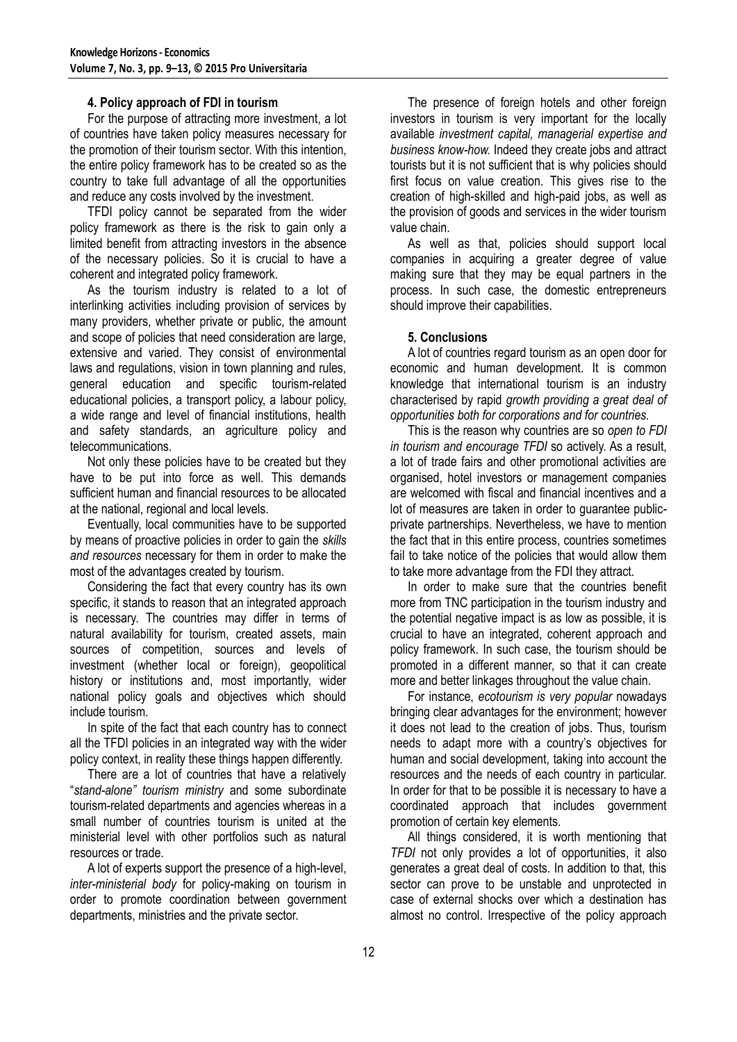## 4. Policy approach of FDI in tourism

For the purpose of attracting more investment, a lot of countries have taken policy measures necessary for the promotion of their tourism sector. With this intention, the entire policy framework has to be created so as the country to take full advantage of all the opportunities and reduce any costs involved by the investment.

TFDI policy cannot be separated from the wider policy framework as there is the risk to gain only a limited benefit from attracting investors in the absence of the necessary policies. So it is crucial to have a coherent and integrated policy framework.

As the tourism industry is related to a lot of interlinking activities including provision of services by many providers, whether private or public, the amount and scope of policies that need consideration are large, extensive and varied. They consist of environmental laws and regulations, vision in town planning and rules, general education and specific tourism-related educational policies, a transport policy, a labour policy, a wide range and level of financial institutions, health and safety standards, an agriculture policy and telecommunications.

Not only these policies have to be created but they have to be put into force as well. This demands sufficient human and financial resources to be allocated at the national, regional and local levels.

Eventually, local communities have to be supported by means of proactive policies in order to gain the *skills and resources* necessary for them in order to make the most of the advantages created by tourism.

Considering the fact that every country has its own specific, it stands to reason that an integrated approach is necessary. The countries may differ in terms of natural availability for tourism, created assets, main sources of competition, sources and levels of investment (whether local or foreign), geopolitical history or institutions and, most importantly, wider national policy goals and objectives which should include tourism.

In spite of the fact that each country has to connect all the TFDI policies in an integrated way with the wider policy context, in reality these things happen differently.

There are a lot of countries that have a relatively "*stand-alone" tourism ministry* and some subordinate tourism-related departments and agencies whereas in a small number of countries tourism is united at the ministerial level with other portfolios such as natural resources or trade.

A lot of experts support the presence of a high-level, *inter-ministerial body* for policy-making on tourism in order to promote coordination between government departments, ministries and the private sector.

The presence of foreign hotels and other foreign investors in tourism is very important for the locally available *investment capital, managerial expertise and business know-how.* Indeed they create jobs and attract tourists but it is not sufficient that is why policies should first focus on value creation. This gives rise to the creation of high-skilled and high-paid jobs, as well as the provision of goods and services in the wider tourism value chain.

As well as that, policies should support local companies in acquiring a greater degree of value making sure that they may be equal partners in the process. In such case, the domestic entrepreneurs should improve their capabilities.

## 5. Conclusions

A lot of countries regard tourism as an open door for economic and human development. It is common knowledge that international tourism is an industry characterised by rapid *growth providing a great deal of opportunities both for corporations and for countries.*

This is the reason why countries are so *open to FDI in tourism and encourage TFDI* so actively. As a result, a lot of trade fairs and other promotional activities are organised, hotel investors or management companies are welcomed with fiscal and financial incentives and a lot of measures are taken in order to guarantee public-private partnerships. Nevertheless, we have to mention the fact that in this entire process, countries sometimes fail to take notice of the policies that would allow them to take more advantage from the FDI they attract.

In order to make sure that the countries benefit more from TNC participation in the tourism industry and the potential negative impact is as low as possible, it is crucial to have an integrated, coherent approach and policy framework. In such case, the tourism should be promoted in a different manner, so that it can create more and better linkages throughout the value chain.

For instance, *ecotourism is very popular* nowadays bringing clear advantages for the environment; however it does not lead to the creation of jobs. Thus, tourism needs to adapt more with a country's objectives for human and social development, taking into account the resources and the needs of each country in particular. In order for that to be possible it is necessary to have a coordinated approach that includes government promotion of certain key elements.

All things considered, it is worth mentioning that *TFDI* not only provides a lot of opportunities, it also generates a great deal of costs. In addition to that, this sector can prove to be unstable and unprotected in case of external shocks over which a destination has almost no control. Irrespective of the policy approach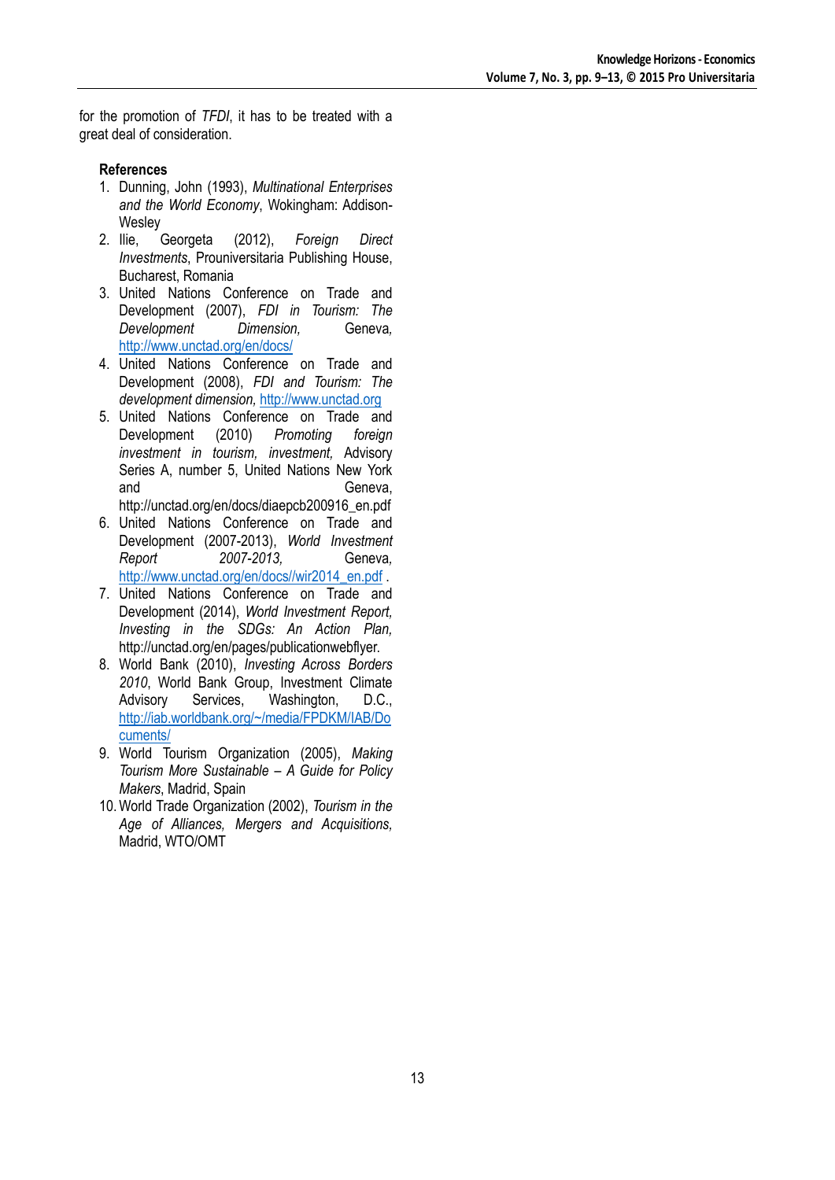for the promotion of *TFDI*, it has to be treated with a great deal of consideration.

### References

1. Dunning, John (1993), *Multinational Enterprises and the World Economy*, Wokingham: Addison-Wesley
2. Ilie, Georgeta (2012), *Foreign Direct Investments*, Prouniversitaria Publishing House, Bucharest, Romania
3. United Nations Conference on Trade and Development (2007), *FDI in Tourism: The Development Dimension,* Geneva*,* http://www.unctad.org/en/docs/
4. United Nations Conference on Trade and Development (2008), *FDI and Tourism: The development dimension,* http://www.unctad.org
5. United Nations Conference on Trade and Development (2010) *Promoting foreign investment in tourism, investment,* Advisory Series A, number 5, United Nations New York and Geneva, http://unctad.org/en/docs/diaepcb200916_en.pdf
6. United Nations Conference on Trade and Development (2007-2013), *World Investment Report 2007-2013,* Geneva, http://www.unctad.org/en/docs//wir2014_en.pdf .
7. United Nations Conference on Trade and Development (2014), *World Investment Report, Investing in the SDGs: An Action Plan,* http://unctad.org/en/pages/publicationwebflyer.
8. World Bank (2010), *Investing Across Borders 2010*, World Bank Group, Investment Climate Advisory Services, Washington, D.C., http://iab.worldbank.org/~/media/FPDKM/IAB/Documents/
9. World Tourism Organization (2005), *Making Tourism More Sustainable – A Guide for Policy Makers*, Madrid, Spain
10. World Trade Organization (2002), *Tourism in the Age of Alliances, Mergers and Acquisitions,* Madrid, WTO/OMT